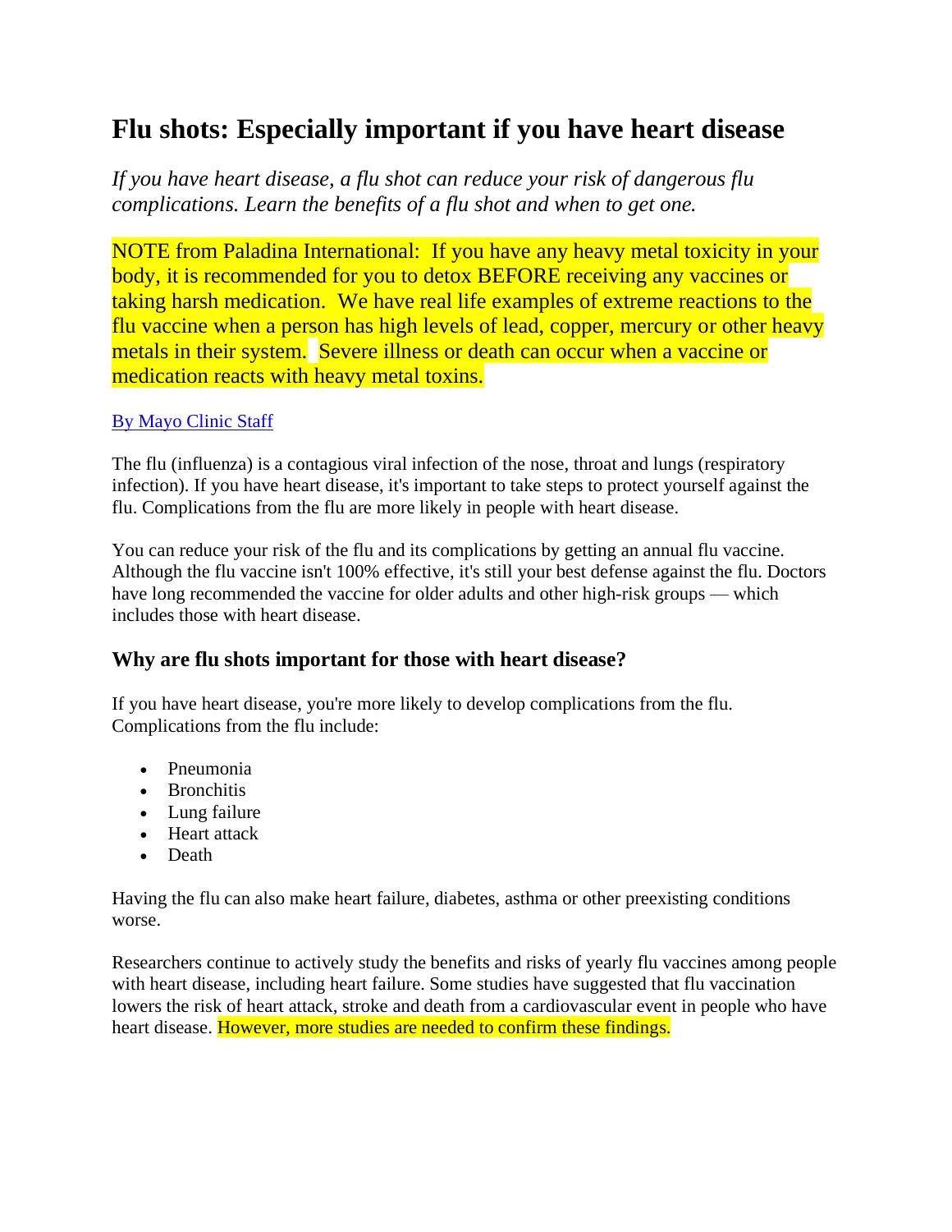# Flu shots: Especially important if you have heart disease

*If you have heart disease, a flu shot can reduce your risk of dangerous flu complications. Learn the benefits of a flu shot and when to get one.*

NOTE from Paladina International: If you have any heavy metal toxicity in your body, it is recommended for you to detox BEFORE receiving any vaccines or taking harsh medication. We have real life examples of extreme reactions to the flu vaccine when a person has high levels of lead, copper, mercury or other heavy metals in their system. Severe illness or death can occur when a vaccine or medication reacts with heavy metal toxins.

By Mayo Clinic Staff

The flu (influenza) is a contagious viral infection of the nose, throat and lungs (respiratory infection). If you have heart disease, it's important to take steps to protect yourself against the flu. Complications from the flu are more likely in people with heart disease.

You can reduce your risk of the flu and its complications by getting an annual flu vaccine. Although the flu vaccine isn't 100% effective, it's still your best defense against the flu. Doctors have long recommended the vaccine for older adults and other high-risk groups — which includes those with heart disease.

## Why are flu shots important for those with heart disease?

If you have heart disease, you're more likely to develop complications from the flu. Complications from the flu include:

- Pneumonia
- Bronchitis
- Lung failure
- Heart attack
- Death

Having the flu can also make heart failure, diabetes, asthma or other preexisting conditions worse.

Researchers continue to actively study the benefits and risks of yearly flu vaccines among people with heart disease, including heart failure. Some studies have suggested that flu vaccination lowers the risk of heart attack, stroke and death from a cardiovascular event in people who have heart disease. However, more studies are needed to confirm these findings.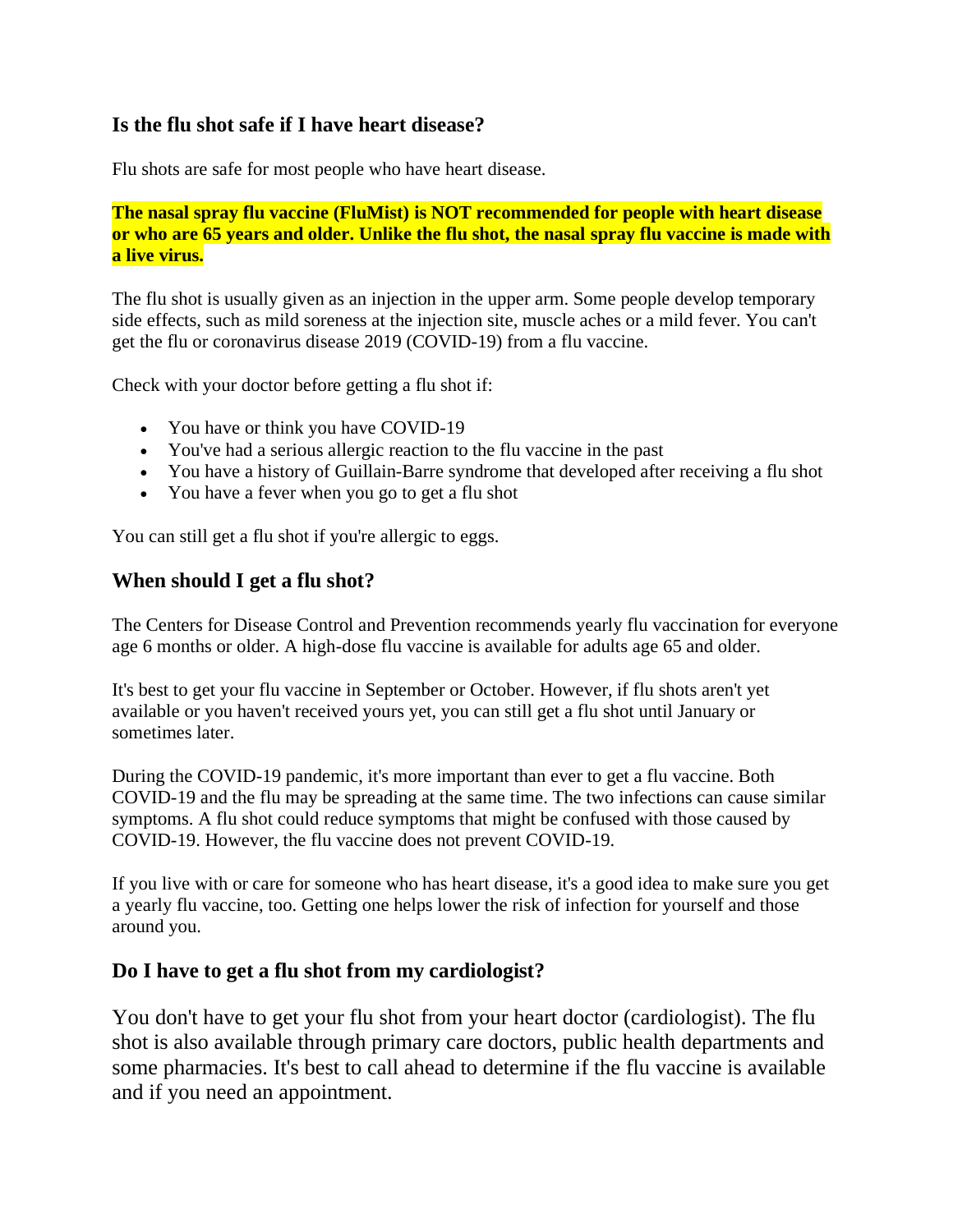## Is the flu shot safe if I have heart disease?

Flu shots are safe for most people who have heart disease.

**The nasal spray flu vaccine (FluMist) is NOT recommended for people with heart disease or who are 65 years and older. Unlike the flu shot, the nasal spray flu vaccine is made with a live virus.**

The flu shot is usually given as an injection in the upper arm. Some people develop temporary side effects, such as mild soreness at the injection site, muscle aches or a mild fever. You can't get the flu or coronavirus disease 2019 (COVID-19) from a flu vaccine.

Check with your doctor before getting a flu shot if:

- You have or think you have COVID-19
- You've had a serious allergic reaction to the flu vaccine in the past
- You have a history of Guillain-Barre syndrome that developed after receiving a flu shot
- You have a fever when you go to get a flu shot

You can still get a flu shot if you're allergic to eggs.

## When should I get a flu shot?

The Centers for Disease Control and Prevention recommends yearly flu vaccination for everyone age 6 months or older. A high-dose flu vaccine is available for adults age 65 and older.

It's best to get your flu vaccine in September or October. However, if flu shots aren't yet available or you haven't received yours yet, you can still get a flu shot until January or sometimes later.

During the COVID-19 pandemic, it's more important than ever to get a flu vaccine. Both COVID-19 and the flu may be spreading at the same time. The two infections can cause similar symptoms. A flu shot could reduce symptoms that might be confused with those caused by COVID-19. However, the flu vaccine does not prevent COVID-19.

If you live with or care for someone who has heart disease, it's a good idea to make sure you get a yearly flu vaccine, too. Getting one helps lower the risk of infection for yourself and those around you.

## Do I have to get a flu shot from my cardiologist?

You don't have to get your flu shot from your heart doctor (cardiologist). The flu shot is also available through primary care doctors, public health departments and some pharmacies. It's best to call ahead to determine if the flu vaccine is available and if you need an appointment.